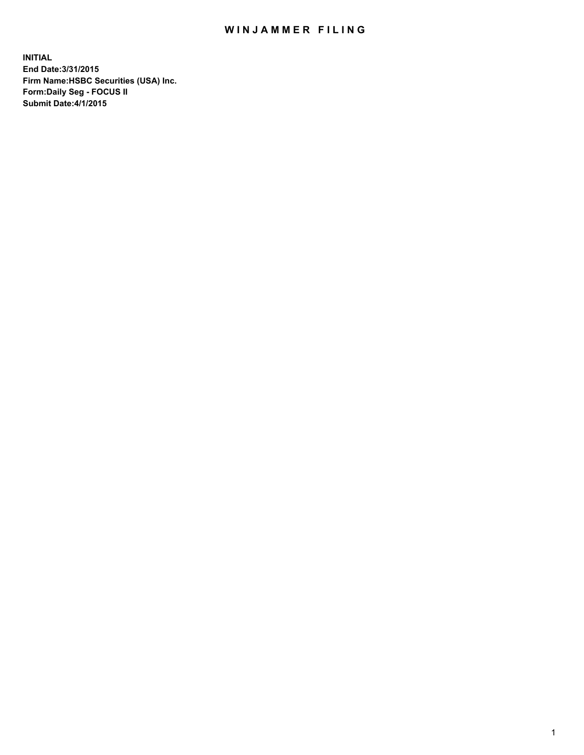# WINJAMMER FILING

**INITIAL**
**End Date:3/31/2015**
**Firm Name:HSBC Securities (USA) Inc.**
**Form:Daily Seg - FOCUS II**
**Submit Date:4/1/2015**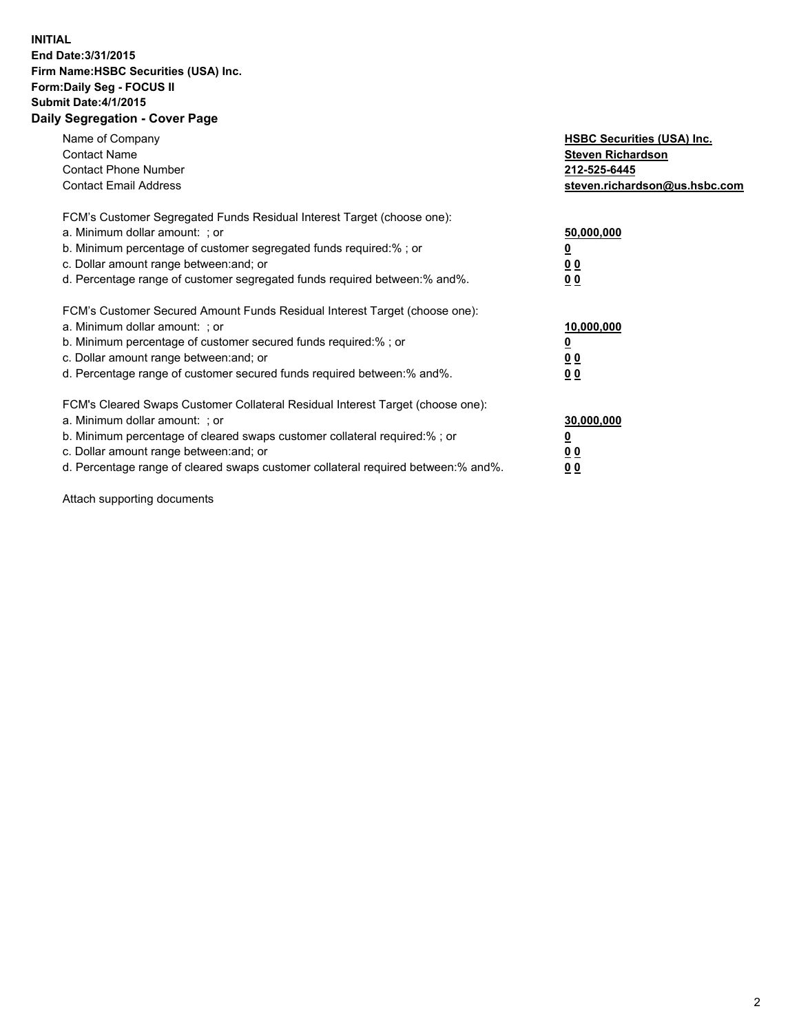**INITIAL**
**End Date:3/31/2015**
**Firm Name:HSBC Securities (USA) Inc.**
**Form:Daily Seg - FOCUS II**
**Submit Date:4/1/2015**

## Daily Segregation - Cover Page

| | |
|---|---|
| Name of Company | **HSBC Securities (USA) Inc.** |
| Contact Name | **Steven Richardson** |
| Contact Phone Number | **212-525-6445** |
| Contact Email Address | **steven.richardson@us.hsbc.com** |

| | |
|---|---|
| FCM's Customer Segregated Funds Residual Interest Target (choose one): | |
| a. Minimum dollar amount: ; or | **50,000,000** |
| b. Minimum percentage of customer segregated funds required:% ; or | **0** |
| c. Dollar amount range between:and; or | **0 0** |
| d. Percentage range of customer segregated funds required between:% and%. | **0 0** |

| | |
|---|---|
| FCM's Customer Secured Amount Funds Residual Interest Target (choose one): | |
| a. Minimum dollar amount: ; or | **10,000,000** |
| b. Minimum percentage of customer secured funds required:% ; or | **0** |
| c. Dollar amount range between:and; or | **0 0** |
| d. Percentage range of customer secured funds required between:% and%. | **0 0** |

| | |
|---|---|
| FCM's Cleared Swaps Customer Collateral Residual Interest Target (choose one): | |
| a. Minimum dollar amount: ; or | **30,000,000** |
| b. Minimum percentage of cleared swaps customer collateral required:% ; or | **0** |
| c. Dollar amount range between:and; or | **0 0** |
| d. Percentage range of cleared swaps customer collateral required between:% and%. | **0 0** |

Attach supporting documents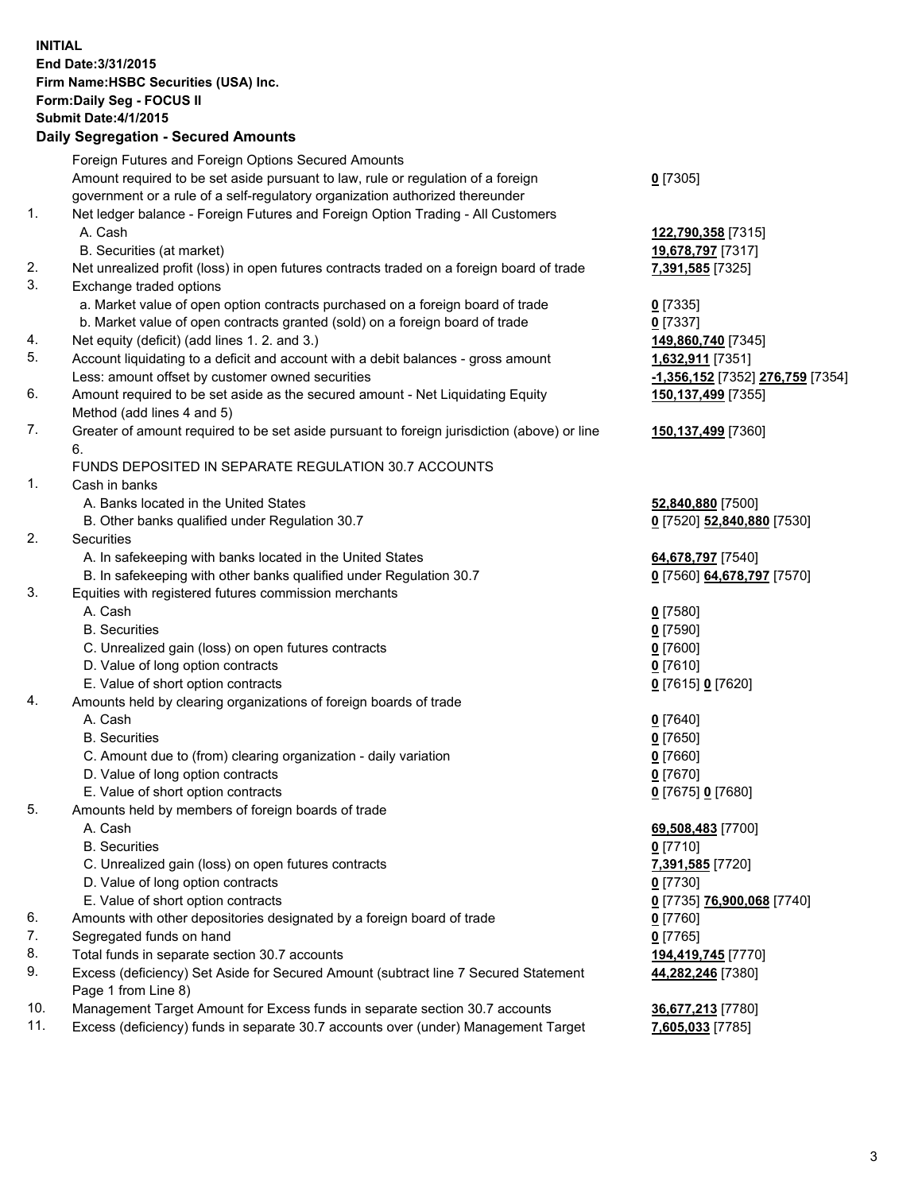**INITIAL**
**End Date:3/31/2015**
**Firm Name:HSBC Securities (USA) Inc.**
**Form:Daily Seg - FOCUS II**
**Submit Date:4/1/2015**

## Daily Segregation - Secured Amounts

| | | |
|---|---|---|
| | Foreign Futures and Foreign Options Secured Amounts | |
| | Amount required to be set aside pursuant to law, rule or regulation of a foreign government or a rule of a self-regulatory organization authorized thereunder | **0** [7305] |
| 1. | Net ledger balance - Foreign Futures and Foreign Option Trading - All Customers | |
| | A. Cash | **122,790,358** [7315] |
| | B. Securities (at market) | **19,678,797** [7317] |
| 2. | Net unrealized profit (loss) in open futures contracts traded on a foreign board of trade | **7,391,585** [7325] |
| 3. | Exchange traded options | |
| | a. Market value of open option contracts purchased on a foreign board of trade | **0** [7335] |
| | b. Market value of open contracts granted (sold) on a foreign board of trade | **0** [7337] |
| 4. | Net equity (deficit) (add lines 1. 2. and 3.) | **149,860,740** [7345] |
| 5. | Account liquidating to a deficit and account with a debit balances - gross amount | **1,632,911** [7351] |
| | Less: amount offset by customer owned securities | **-1,356,152** [7352] **276,759** [7354] |
| 6. | Amount required to be set aside as the secured amount - Net Liquidating Equity Method (add lines 4 and 5) | **150,137,499** [7355] |
| 7. | Greater of amount required to be set aside pursuant to foreign jurisdiction (above) or line 6. | **150,137,499** [7360] |
| | FUNDS DEPOSITED IN SEPARATE REGULATION 30.7 ACCOUNTS | |
| 1. | Cash in banks | |
| | A. Banks located in the United States | **52,840,880** [7500] |
| | B. Other banks qualified under Regulation 30.7 | **0** [7520] **52,840,880** [7530] |
| 2. | Securities | |
| | A. In safekeeping with banks located in the United States | **64,678,797** [7540] |
| | B. In safekeeping with other banks qualified under Regulation 30.7 | **0** [7560] **64,678,797** [7570] |
| 3. | Equities with registered futures commission merchants | |
| | A. Cash | **0** [7580] |
| | B. Securities | **0** [7590] |
| | C. Unrealized gain (loss) on open futures contracts | **0** [7600] |
| | D. Value of long option contracts | **0** [7610] |
| | E. Value of short option contracts | **0** [7615] **0** [7620] |
| 4. | Amounts held by clearing organizations of foreign boards of trade | |
| | A. Cash | **0** [7640] |
| | B. Securities | **0** [7650] |
| | C. Amount due to (from) clearing organization - daily variation | **0** [7660] |
| | D. Value of long option contracts | **0** [7670] |
| | E. Value of short option contracts | **0** [7675] **0** [7680] |
| 5. | Amounts held by members of foreign boards of trade | |
| | A. Cash | **69,508,483** [7700] |
| | B. Securities | **0** [7710] |
| | C. Unrealized gain (loss) on open futures contracts | **7,391,585** [7720] |
| | D. Value of long option contracts | **0** [7730] |
| | E. Value of short option contracts | **0** [7735] **76,900,068** [7740] |
| 6. | Amounts with other depositories designated by a foreign board of trade | **0** [7760] |
| 7. | Segregated funds on hand | **0** [7765] |
| 8. | Total funds in separate section 30.7 accounts | **194,419,745** [7770] |
| 9. | Excess (deficiency) Set Aside for Secured Amount (subtract line 7 Secured Statement Page 1 from Line 8) | **44,282,246** [7380] |
| 10. | Management Target Amount for Excess funds in separate section 30.7 accounts | **36,677,213** [7780] |
| 11. | Excess (deficiency) funds in separate 30.7 accounts over (under) Management Target | **7,605,033** [7785] |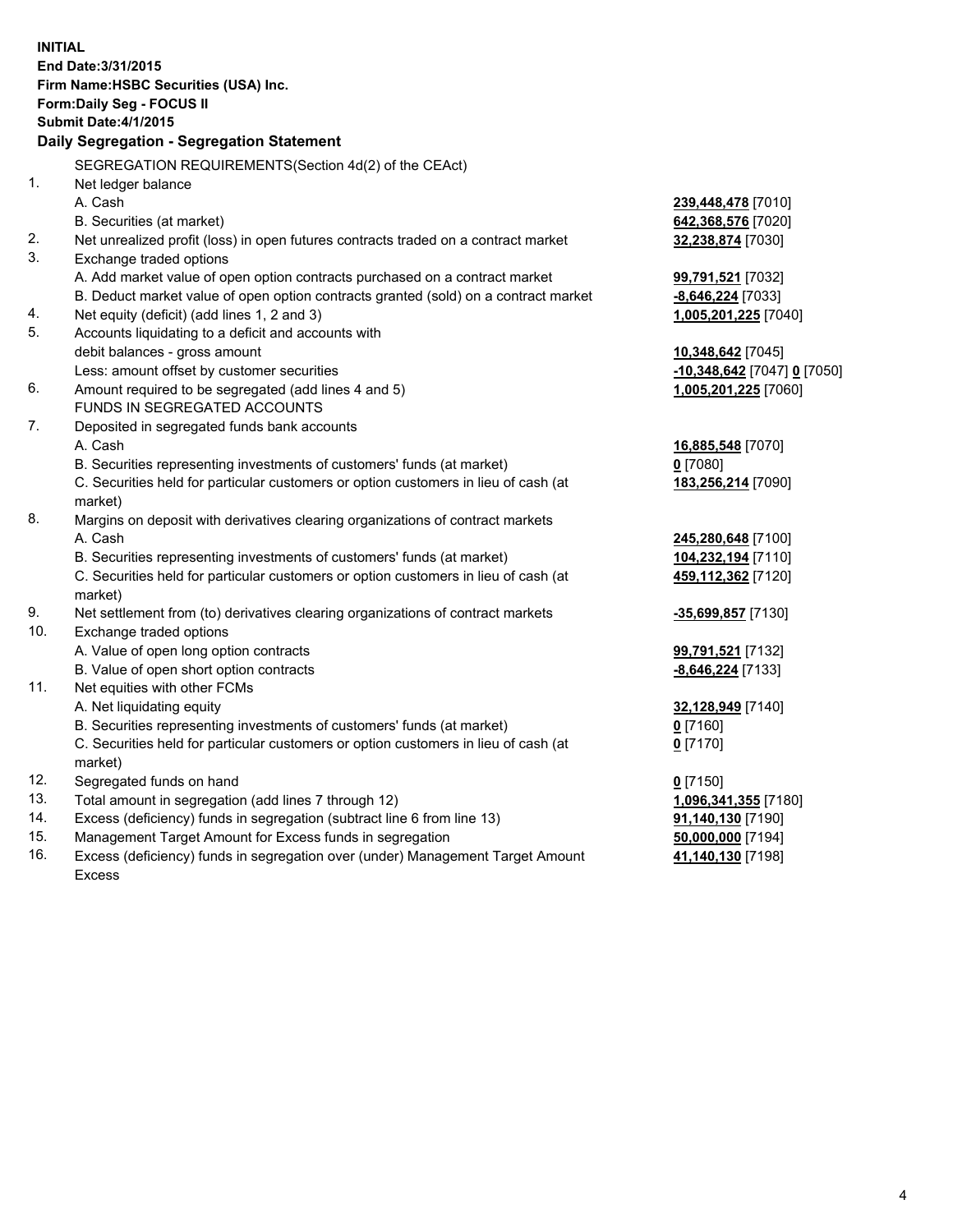**INITIAL**
**End Date:3/31/2015**
**Firm Name:HSBC Securities (USA) Inc.**
**Form:Daily Seg - FOCUS II**
**Submit Date:4/1/2015**

## Daily Segregation - Segregation Statement

SEGREGATION REQUIREMENTS(Section 4d(2) of the CEAct)

| | | |
|---|---|---|
| 1. | Net ledger balance | |
| | A. Cash | **239,448,478** [7010] |
| | B. Securities (at market) | **642,368,576** [7020] |
| 2. | Net unrealized profit (loss) in open futures contracts traded on a contract market | **32,238,874** [7030] |
| 3. | Exchange traded options | |
| | A. Add market value of open option contracts purchased on a contract market | **99,791,521** [7032] |
| | B. Deduct market value of open option contracts granted (sold) on a contract market | **-8,646,224** [7033] |
| 4. | Net equity (deficit) (add lines 1, 2 and 3) | **1,005,201,225** [7040] |
| 5. | Accounts liquidating to a deficit and accounts with debit balances - gross amount | **10,348,642** [7045] |
| | Less: amount offset by customer securities | **-10,348,642** [7047] **0** [7050] |
| 6. | Amount required to be segregated (add lines 4 and 5) | **1,005,201,225** [7060] |
| | FUNDS IN SEGREGATED ACCOUNTS | |
| 7. | Deposited in segregated funds bank accounts | |
| | A. Cash | **16,885,548** [7070] |
| | B. Securities representing investments of customers' funds (at market) | **0** [7080] |
| | C. Securities held for particular customers or option customers in lieu of cash (at market) | **183,256,214** [7090] |
| 8. | Margins on deposit with derivatives clearing organizations of contract markets | |
| | A. Cash | **245,280,648** [7100] |
| | B. Securities representing investments of customers' funds (at market) | **104,232,194** [7110] |
| | C. Securities held for particular customers or option customers in lieu of cash (at market) | **459,112,362** [7120] |
| 9. | Net settlement from (to) derivatives clearing organizations of contract markets | **-35,699,857** [7130] |
| 10. | Exchange traded options | |
| | A. Value of open long option contracts | **99,791,521** [7132] |
| | B. Value of open short option contracts | **-8,646,224** [7133] |
| 11. | Net equities with other FCMs | |
| | A. Net liquidating equity | **32,128,949** [7140] |
| | B. Securities representing investments of customers' funds (at market) | **0** [7160] |
| | C. Securities held for particular customers or option customers in lieu of cash (at market) | **0** [7170] |
| 12. | Segregated funds on hand | **0** [7150] |
| 13. | Total amount in segregation (add lines 7 through 12) | **1,096,341,355** [7180] |
| 14. | Excess (deficiency) funds in segregation (subtract line 6 from line 13) | **91,140,130** [7190] |
| 15. | Management Target Amount for Excess funds in segregation | **50,000,000** [7194] |
| 16. | Excess (deficiency) funds in segregation over (under) Management Target Amount Excess | **41,140,130** [7198] |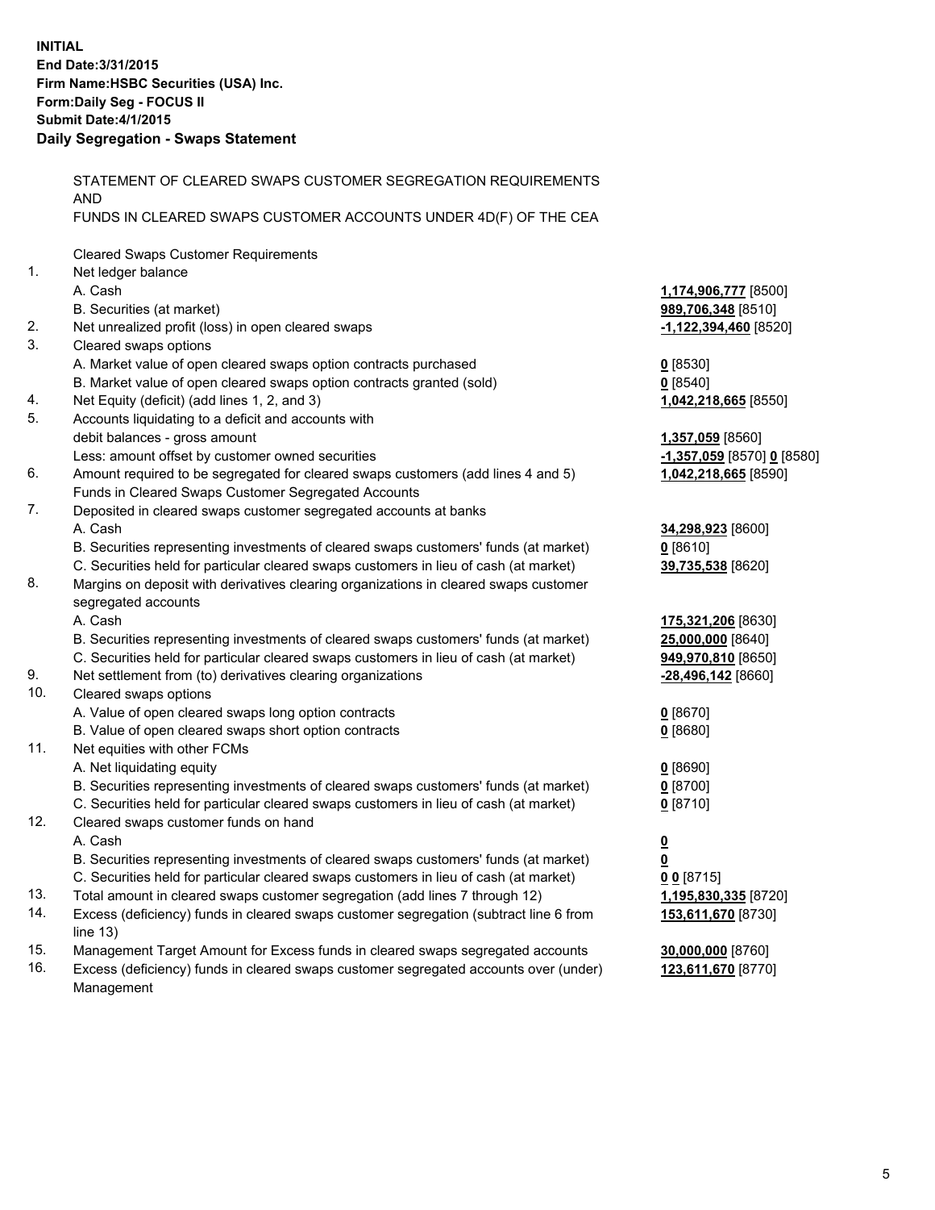**INITIAL**
**End Date:3/31/2015**
**Firm Name:HSBC Securities (USA) Inc.**
**Form:Daily Seg - FOCUS II**
**Submit Date:4/1/2015**
**Daily Segregation - Swaps Statement**

STATEMENT OF CLEARED SWAPS CUSTOMER SEGREGATION REQUIREMENTS AND FUNDS IN CLEARED SWAPS CUSTOMER ACCOUNTS UNDER 4D(F) OF THE CEA

| | | |
|---|---|---|
| | Cleared Swaps Customer Requirements | |
| 1. | Net ledger balance | |
| | A. Cash | **1,174,906,777** [8500] |
| | B. Securities (at market) | **989,706,348** [8510] |
| 2. | Net unrealized profit (loss) in open cleared swaps | **-1,122,394,460** [8520] |
| 3. | Cleared swaps options | |
| | A. Market value of open cleared swaps option contracts purchased | **0** [8530] |
| | B. Market value of open cleared swaps option contracts granted (sold) | **0** [8540] |
| 4. | Net Equity (deficit) (add lines 1, 2, and 3) | **1,042,218,665** [8550] |
| 5. | Accounts liquidating to a deficit and accounts with debit balances - gross amount | **1,357,059** [8560] |
| | Less: amount offset by customer owned securities | **-1,357,059** [8570] **0** [8580] |
| 6. | Amount required to be segregated for cleared swaps customers (add lines 4 and 5) | **1,042,218,665** [8590] |
| | Funds in Cleared Swaps Customer Segregated Accounts | |
| 7. | Deposited in cleared swaps customer segregated accounts at banks | |
| | A. Cash | **34,298,923** [8600] |
| | B. Securities representing investments of cleared swaps customers' funds (at market) | **0** [8610] |
| | C. Securities held for particular cleared swaps customers in lieu of cash (at market) | **39,735,538** [8620] |
| 8. | Margins on deposit with derivatives clearing organizations in cleared swaps customer segregated accounts | |
| | A. Cash | **175,321,206** [8630] |
| | B. Securities representing investments of cleared swaps customers' funds (at market) | **25,000,000** [8640] |
| | C. Securities held for particular cleared swaps customers in lieu of cash (at market) | **949,970,810** [8650] |
| 9. | Net settlement from (to) derivatives clearing organizations | **-28,496,142** [8660] |
| 10. | Cleared swaps options | |
| | A. Value of open cleared swaps long option contracts | **0** [8670] |
| | B. Value of open cleared swaps short option contracts | **0** [8680] |
| 11. | Net equities with other FCMs | |
| | A. Net liquidating equity | **0** [8690] |
| | B. Securities representing investments of cleared swaps customers' funds (at market) | **0** [8700] |
| | C. Securities held for particular cleared swaps customers in lieu of cash (at market) | **0** [8710] |
| 12. | Cleared swaps customer funds on hand | |
| | A. Cash | **0** |
| | B. Securities representing investments of cleared swaps customers' funds (at market) | **0** |
| | C. Securities held for particular cleared swaps customers in lieu of cash (at market) | **0** **0** [8715] |
| 13. | Total amount in cleared swaps customer segregation (add lines 7 through 12) | **1,195,830,335** [8720] |
| 14. | Excess (deficiency) funds in cleared swaps customer segregation (subtract line 6 from line 13) | **153,611,670** [8730] |
| 15. | Management Target Amount for Excess funds in cleared swaps segregated accounts | **30,000,000** [8760] |
| 16. | Excess (deficiency) funds in cleared swaps customer segregated accounts over (under) Management | **123,611,670** [8770] |